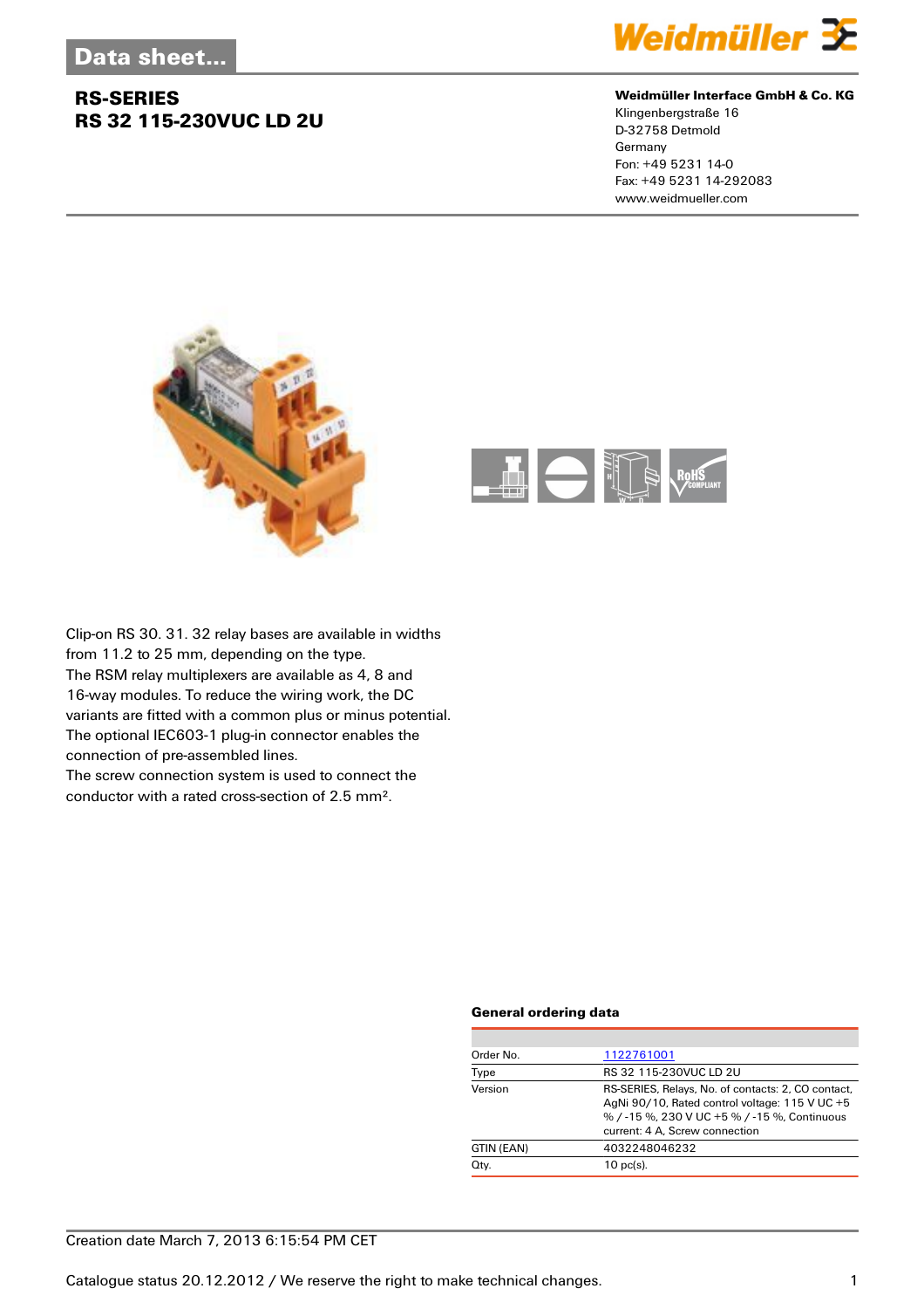Data sheet...

# RS-SERIES
## RS 32 115-230VUC LD 2U

**Weidmüller Interface GmbH & Co. KG**
Klingenbergstraße 16
D-32758 Detmold
Germany
Fon: +49 5231 14-0
Fax: +49 5231 14-292083
www.weidmueller.com

Clip-on RS 30. 31. 32 relay bases are available in widths from 11.2 to 25 mm, depending on the type.
The RSM relay multiplexers are available as 4, 8 and 16-way modules. To reduce the wiring work, the DC variants are fitted with a common plus or minus potential.
The optional IEC603-1 plug-in connector enables the connection of pre-assembled lines.
The screw connection system is used to connect the conductor with a rated cross-section of 2.5 mm².

### General ordering data

| | |
|---|---|
| Order No. | 1122761001 |
| Type | RS 32 115-230VUC LD 2U |
| Version | RS-SERIES, Relays, No. of contacts: 2, CO contact, AgNi 90/10, Rated control voltage: 115 V UC +5 % / -15 %, 230 V UC +5 % / -15 %, Continuous current: 4 A, Screw connection |
| GTIN (EAN) | 4032248046232 |
| Qty. | 10 pc(s). |

Creation date March 7, 2013 6:15:54 PM CET

Catalogue status 20.12.2012 / We reserve the right to make technical changes.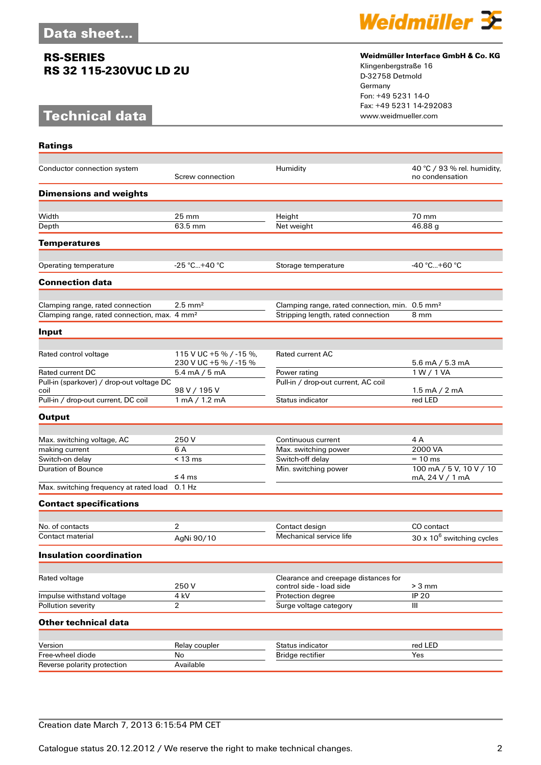# Data sheet...

## RS-SERIES
## RS 32 115-230VUC LD 2U

**Weidmüller Interface GmbH & Co. KG**
Klingenbergstraße 16
D-32758 Detmold
Germany
Fon: +49 5231 14-0
Fax: +49 5231 14-292083
www.weidmueller.com

# Technical data

### Ratings

| | | | |
|---|---|---|---|
| Conductor connection system | Screw connection | Humidity | 40 °C / 93 % rel. humidity, no condensation |

### Dimensions and weights

| | | | |
|---|---|---|---|
| Width | 25 mm | Height | 70 mm |
| Depth | 63.5 mm | Net weight | 46.88 g |

### Temperatures

| | | | |
|---|---|---|---|
| Operating temperature | -25 °C...+40 °C | Storage temperature | -40 °C...+60 °C |

### Connection data

| | | | |
|---|---|---|---|
| Clamping range, rated connection | 2.5 mm² | Clamping range, rated connection, min. | 0.5 mm² |
| Clamping range, rated connection, max. | 4 mm² | Stripping length, rated connection | 8 mm |

### Input

| | | | |
|---|---|---|---|
| Rated control voltage | 115 V UC +5 % / -15 %, 230 V UC +5 % / -15 % | Rated current AC | 5.6 mA / 5.3 mA |
| Rated current DC | 5.4 mA / 5 mA | Power rating | 1 W / 1 VA |
| Pull-in (sparkover) / drop-out voltage DC coil | 98 V / 195 V | Pull-in / drop-out current, AC coil | 1.5 mA / 2 mA |
| Pull-in / drop-out current, DC coil | 1 mA / 1.2 mA | Status indicator | red LED |

### Output

| | | | |
|---|---|---|---|
| Max. switching voltage, AC | 250 V | Continuous current | 4 A |
| making current | 6 A | Max. switching power | 2000 VA |
| Switch-on delay | < 13 ms | Switch-off delay | = 10 ms |
| Duration of Bounce | ≤ 4 ms | Min. switching power | 100 mA / 5 V, 10 V / 10 mA, 24 V / 1 mA |
| Max. switching frequency at rated load | 0.1 Hz | | |

### Contact specifications

| | | | |
|---|---|---|---|
| No. of contacts | 2 | Contact design | CO contact |
| Contact material | AgNi 90/10 | Mechanical service life | 30 x $10^6$ switching cycles |

### Insulation coordination

| | | | |
|---|---|---|---|
| Rated voltage | 250 V | Clearance and creepage distances for control side - load side | > 3 mm |
| Impulse withstand voltage | 4 kV | Protection degree | IP 20 |
| Pollution severity | 2 | Surge voltage category | III |

### Other technical data

| | | | |
|---|---|---|---|
| Version | Relay coupler | Status indicator | red LED |
| Free-wheel diode | No | Bridge rectifier | Yes |
| Reverse polarity protection | Available | | |

Creation date March 7, 2013 6:15:54 PM CET

Catalogue status 20.12.2012 / We reserve the right to make technical changes.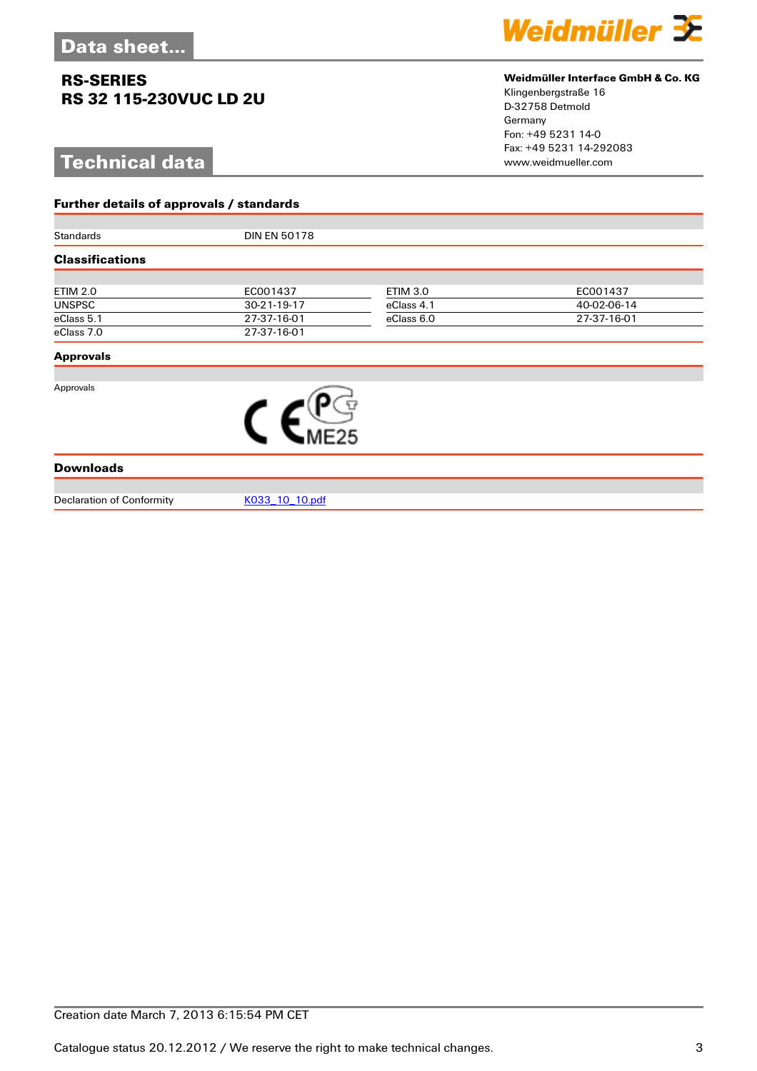# Data sheet...

## RS-SERIES
## RS 32 115-230VUC LD 2U

**Weidmüller Interface GmbH & Co. KG**
Klingenbergstraße 16
D-32758 Detmold
Germany
Fon: +49 5231 14-0
Fax: +49 5231 14-292083
www.weidmueller.com

# Technical data

### Further details of approvals / standards

| | |
|---|---|
| Standards | DIN EN 50178 |

### Classifications

| | | | |
|---|---|---|---|
| ETIM 2.0 | EC001437 | ETIM 3.0 | EC001437 |
| UNSPSC | 30-21-19-17 | eClass 4.1 | 40-02-06-14 |
| eClass 5.1 | 27-37-16-01 | eClass 6.0 | 27-37-16-01 |
| eClass 7.0 | 27-37-16-01 | | |

### Approvals

Approvals

### Downloads

| | |
|---|---|
| Declaration of Conformity | K033_10_10.pdf |

Creation date March 7, 2013 6:15:54 PM CET

Catalogue status 20.12.2012 / We reserve the right to make technical changes.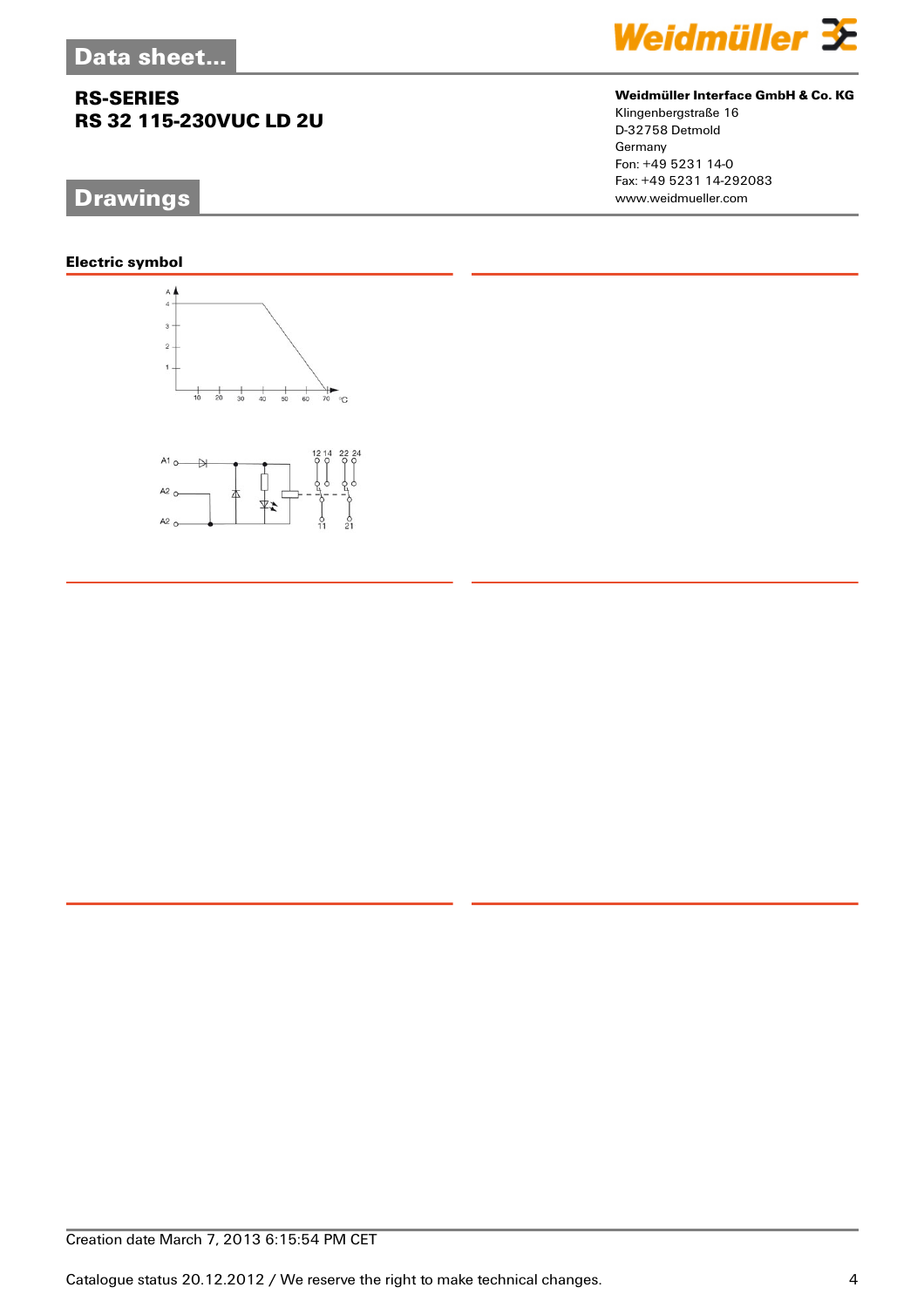## Data sheet...

### RS-SERIES
### RS 32 115-230VUC LD 2U

**Weidmüller Interface GmbH & Co. KG**
Klingenbergstraße 16
D-32758 Detmold
Germany
Fon: +49 5231 14-0
Fax: +49 5231 14-292083
www.weidmueller.com

## Drawings

**Electric symbol**

A
4
3
2
1
10 20 30 40 50 60 70 °C

A1
A2
A2
12 14 22 24
11 21

Creation date March 7, 2013 6:15:54 PM CET

Catalogue status 20.12.2012 / We reserve the right to make technical changes.